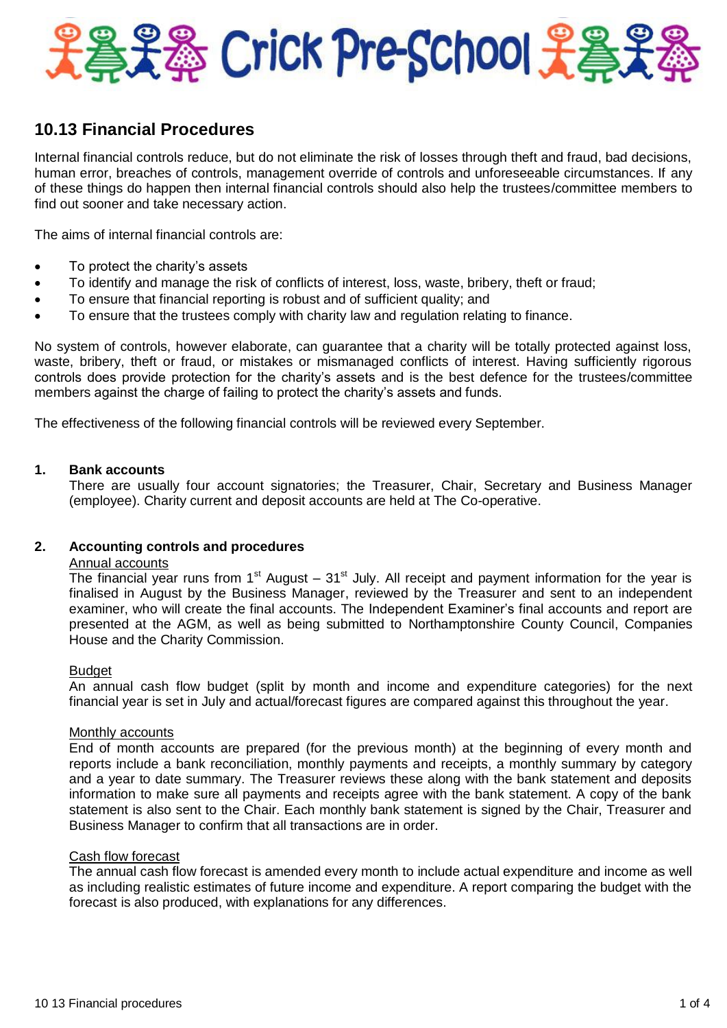# Crick Pre-School

## 10.13 Financial Procedures

Internal financial controls reduce, but do not eliminate the risk of losses through theft and fraud, bad decisions, human error, breaches of controls, management override of controls and unforeseeable circumstances. If any of these things do happen then internal financial controls should also help the trustees/committee members to find out sooner and take necessary action.

The aims of internal financial controls are:

- To protect the charity's assets
- To identify and manage the risk of conflicts of interest, loss, waste, bribery, theft or fraud;
- To ensure that financial reporting is robust and of sufficient quality; and
- To ensure that the trustees comply with charity law and regulation relating to finance.

No system of controls, however elaborate, can guarantee that a charity will be totally protected against loss, waste, bribery, theft or fraud, or mistakes or mismanaged conflicts of interest. Having sufficiently rigorous controls does provide protection for the charity's assets and is the best defence for the trustees/committee members against the charge of failing to protect the charity's assets and funds.

The effectiveness of the following financial controls will be reviewed every September.

**1. Bank accounts**

There are usually four account signatories; the Treasurer, Chair, Secretary and Business Manager (employee). Charity current and deposit accounts are held at The Co-operative.

**2. Accounting controls and procedures**

Annual accounts

The financial year runs from 1st August – 31st July. All receipt and payment information for the year is finalised in August by the Business Manager, reviewed by the Treasurer and sent to an independent examiner, who will create the final accounts. The Independent Examiner's final accounts and report are presented at the AGM, as well as being submitted to Northamptonshire County Council, Companies House and the Charity Commission.

Budget

An annual cash flow budget (split by month and income and expenditure categories) for the next financial year is set in July and actual/forecast figures are compared against this throughout the year.

Monthly accounts

End of month accounts are prepared (for the previous month) at the beginning of every month and reports include a bank reconciliation, monthly payments and receipts, a monthly summary by category and a year to date summary. The Treasurer reviews these along with the bank statement and deposits information to make sure all payments and receipts agree with the bank statement. A copy of the bank statement is also sent to the Chair. Each monthly bank statement is signed by the Chair, Treasurer and Business Manager to confirm that all transactions are in order.

Cash flow forecast

The annual cash flow forecast is amended every month to include actual expenditure and income as well as including realistic estimates of future income and expenditure. A report comparing the budget with the forecast is also produced, with explanations for any differences.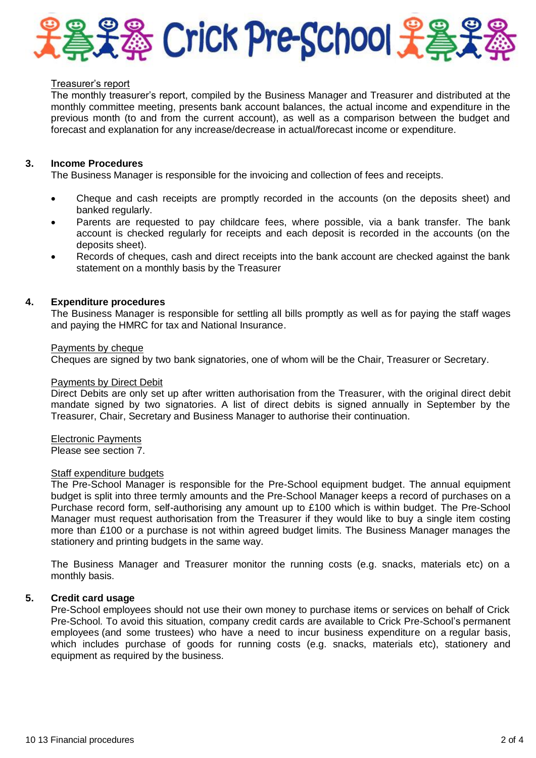Treasurer's report

The monthly treasurer's report, compiled by the Business Manager and Treasurer and distributed at the monthly committee meeting, presents bank account balances, the actual income and expenditure in the previous month (to and from the current account), as well as a comparison between the budget and forecast and explanation for any increase/decrease in actual/forecast income or expenditure.

## 3. Income Procedures

The Business Manager is responsible for the invoicing and collection of fees and receipts.

- Cheque and cash receipts are promptly recorded in the accounts (on the deposits sheet) and banked regularly.
- Parents are requested to pay childcare fees, where possible, via a bank transfer. The bank account is checked regularly for receipts and each deposit is recorded in the accounts (on the deposits sheet).
- Records of cheques, cash and direct receipts into the bank account are checked against the bank statement on a monthly basis by the Treasurer

## 4. Expenditure procedures

The Business Manager is responsible for settling all bills promptly as well as for paying the staff wages and paying the HMRC for tax and National Insurance.

Payments by cheque

Cheques are signed by two bank signatories, one of whom will be the Chair, Treasurer or Secretary.

Payments by Direct Debit

Direct Debits are only set up after written authorisation from the Treasurer, with the original direct debit mandate signed by two signatories. A list of direct debits is signed annually in September by the Treasurer, Chair, Secretary and Business Manager to authorise their continuation.

Electronic Payments

Please see section 7.

Staff expenditure budgets

The Pre-School Manager is responsible for the Pre-School equipment budget. The annual equipment budget is split into three termly amounts and the Pre-School Manager keeps a record of purchases on a Purchase record form, self-authorising any amount up to £100 which is within budget. The Pre-School Manager must request authorisation from the Treasurer if they would like to buy a single item costing more than £100 or a purchase is not within agreed budget limits. The Business Manager manages the stationery and printing budgets in the same way.

The Business Manager and Treasurer monitor the running costs (e.g. snacks, materials etc) on a monthly basis.

## 5. Credit card usage

Pre-School employees should not use their own money to purchase items or services on behalf of Crick Pre-School. To avoid this situation, company credit cards are available to Crick Pre-School's permanent employees (and some trustees) who have a need to incur business expenditure on a regular basis, which includes purchase of goods for running costs (e.g. snacks, materials etc), stationery and equipment as required by the business.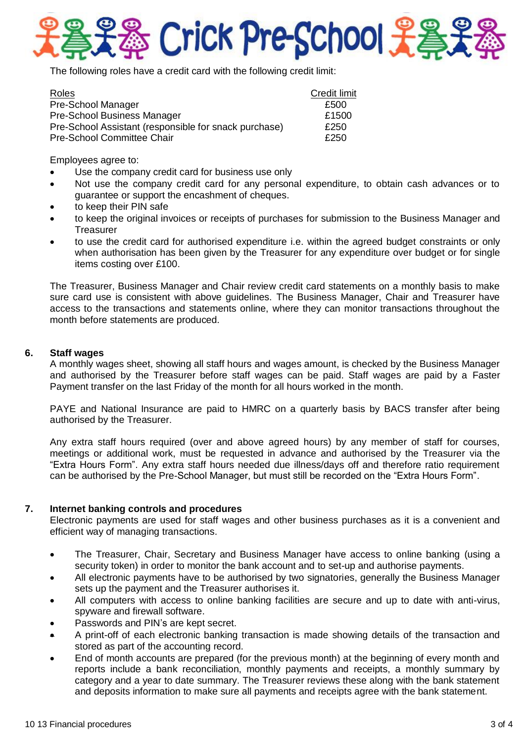The following roles have a credit card with the following credit limit:

| Roles | Credit limit |
|---|---|
| Pre-School Manager | £500 |
| Pre-School Business Manager | £1500 |
| Pre-School Assistant (responsible for snack purchase) | £250 |
| Pre-School Committee Chair | £250 |

Employees agree to:

- Use the company credit card for business use only
- Not use the company credit card for any personal expenditure, to obtain cash advances or to guarantee or support the encashment of cheques.
- to keep their PIN safe
- to keep the original invoices or receipts of purchases for submission to the Business Manager and Treasurer
- to use the credit card for authorised expenditure i.e. within the agreed budget constraints or only when authorisation has been given by the Treasurer for any expenditure over budget or for single items costing over £100.

The Treasurer, Business Manager and Chair review credit card statements on a monthly basis to make sure card use is consistent with above guidelines. The Business Manager, Chair and Treasurer have access to the transactions and statements online, where they can monitor transactions throughout the month before statements are produced.

## 6. Staff wages

A monthly wages sheet, showing all staff hours and wages amount, is checked by the Business Manager and authorised by the Treasurer before staff wages can be paid. Staff wages are paid by a Faster Payment transfer on the last Friday of the month for all hours worked in the month.

PAYE and National Insurance are paid to HMRC on a quarterly basis by BACS transfer after being authorised by the Treasurer.

Any extra staff hours required (over and above agreed hours) by any member of staff for courses, meetings or additional work, must be requested in advance and authorised by the Treasurer via the "Extra Hours Form". Any extra staff hours needed due illness/days off and therefore ratio requirement can be authorised by the Pre-School Manager, but must still be recorded on the "Extra Hours Form".

## 7. Internet banking controls and procedures

Electronic payments are used for staff wages and other business purchases as it is a convenient and efficient way of managing transactions.

- The Treasurer, Chair, Secretary and Business Manager have access to online banking (using a security token) in order to monitor the bank account and to set-up and authorise payments.
- All electronic payments have to be authorised by two signatories, generally the Business Manager sets up the payment and the Treasurer authorises it.
- All computers with access to online banking facilities are secure and up to date with anti-virus, spyware and firewall software.
- Passwords and PIN's are kept secret.
- A print-off of each electronic banking transaction is made showing details of the transaction and stored as part of the accounting record.
- End of month accounts are prepared (for the previous month) at the beginning of every month and reports include a bank reconciliation, monthly payments and receipts, a monthly summary by category and a year to date summary. The Treasurer reviews these along with the bank statement and deposits information to make sure all payments and receipts agree with the bank statement.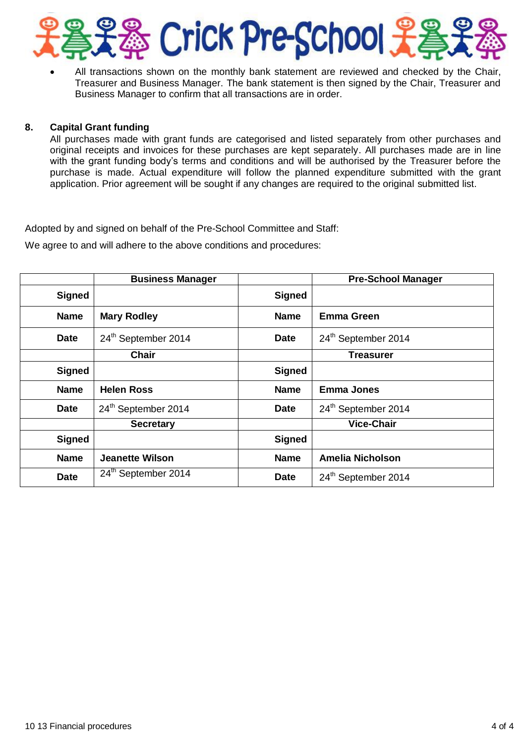- All transactions shown on the monthly bank statement are reviewed and checked by the Chair, Treasurer and Business Manager. The bank statement is then signed by the Chair, Treasurer and Business Manager to confirm that all transactions are in order.

## 8. Capital Grant funding

All purchases made with grant funds are categorised and listed separately from other purchases and original receipts and invoices for these purchases are kept separately. All purchases made are in line with the grant funding body's terms and conditions and will be authorised by the Treasurer before the purchase is made. Actual expenditure will follow the planned expenditure submitted with the grant application. Prior agreement will be sought if any changes are required to the original submitted list.

Adopted by and signed on behalf of the Pre-School Committee and Staff:

We agree to and will adhere to the above conditions and procedures:

| | Business Manager | | Pre-School Manager |
|---|---|---|---|
| **Signed** | | **Signed** | |
| **Name** | **Mary Rodley** | **Name** | **Emma Green** |
| **Date** | 24th September 2014 | **Date** | 24th September 2014 |
| | **Chair** | | **Treasurer** |
| **Signed** | | **Signed** | |
| **Name** | **Helen Ross** | **Name** | **Emma Jones** |
| **Date** | 24th September 2014 | **Date** | 24th September 2014 |
| | **Secretary** | | **Vice-Chair** |
| **Signed** | | **Signed** | |
| **Name** | **Jeanette Wilson** | **Name** | **Amelia Nicholson** |
| **Date** | 24th September 2014 | **Date** | 24th September 2014 |